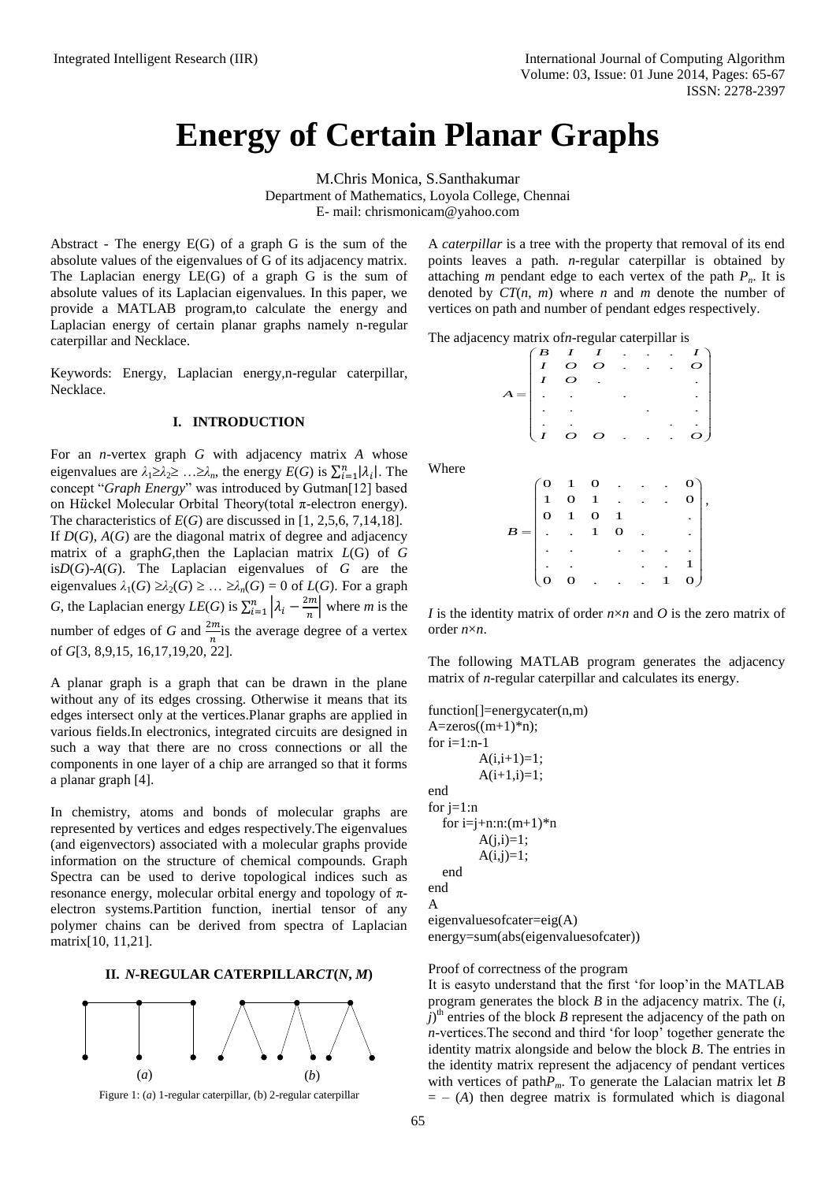# Energy of Certain Planar Graphs

M.Chris Monica, S.Santhakumar
Department of Mathematics, Loyola College, Chennai
E- mail: chrismonicam@yahoo.com

Abstract - The energy E(G) of a graph G is the sum of the absolute values of the eigenvalues of G of its adjacency matrix. The Laplacian energy LE(G) of a graph G is the sum of absolute values of its Laplacian eigenvalues. In this paper, we provide a MATLAB program,to calculate the energy and Laplacian energy of certain planar graphs namely n-regular caterpillar and Necklace.

Keywords: Energy, Laplacian energy,n-regular caterpillar, Necklace.

## I. INTRODUCTION

For an *n*-vertex graph *G* with adjacency matrix *A* whose eigenvalues are $\lambda_1 \geq \lambda_2 \geq \ldots \geq \lambda_n$, the energy $E(G)$ is $\sum_{i=1}^{n}|\lambda_i|$. The concept "*Graph Energy*" was introduced by Gutman[12] based on Hückel Molecular Orbital Theory(total π-electron energy). The characteristics of $E(G)$ are discussed in [1, 2,5,6, 7,14,18]. If $D(G)$, $A(G)$ are the diagonal matrix of degree and adjacency matrix of a graph*G*,then the Laplacian matrix $L(G)$ of *G* is$D(G)$-$A(G)$. The Laplacian eigenvalues of *G* are the eigenvalues $\lambda_1(G) \geq \lambda_2(G) \geq \ldots \geq \lambda_n(G) = 0$ of $L(G)$. For a graph *G*, the Laplacian energy $LE(G)$ is $\sum_{i=1}^{n}\left|\lambda_i - \frac{2m}{n}\right|$ where *m* is the number of edges of *G* and $\frac{2m}{n}$is the average degree of a vertex of *G*[3, 8,9,15, 16,17,19,20, 22].

A planar graph is a graph that can be drawn in the plane without any of its edges crossing. Otherwise it means that its edges intersect only at the vertices.Planar graphs are applied in various fields.In electronics, integrated circuits are designed in such a way that there are no cross connections or all the components in one layer of a chip are arranged so that it forms a planar graph [4].

In chemistry, atoms and bonds of molecular graphs are represented by vertices and edges respectively.The eigenvalues (and eigenvectors) associated with a molecular graphs provide information on the structure of chemical compounds. Graph Spectra can be used to derive topological indices such as resonance energy, molecular orbital energy and topology of π-electron systems.Partition function, inertial tensor of any polymer chains can be derived from spectra of Laplacian matrix[10, 11,21].

## II. *N*-REGULAR CATERPILLAR*CT*(*N*, *M*)

Figure 1: (*a*) 1-regular caterpillar, (b) 2-regular caterpillar

A *caterpillar* is a tree with the property that removal of its end points leaves a path. *n*-regular caterpillar is obtained by attaching *m* pendant edge to each vertex of the path $P_n$. It is denoted by $CT(n, m)$ where *n* and *m* denote the number of vertices on path and number of pendant edges respectively.

The adjacency matrix of*n*-regular caterpillar is

$$A = \begin{pmatrix} B & I & I & . & . & . & I \\ I & O & O & . & . & . & O \\ I & O & . & & & & . \\ . & . & & . & & & . \\ . & . & & & . & & . \\ . & . & & & & . & . \\ I & O & O & . & . & . & O \end{pmatrix}$$

Where

$$B = \begin{pmatrix} 0 & 1 & 0 & . & . & . & 0 \\ 1 & 0 & 1 & . & . & . & 0 \\ 0 & 1 & 0 & 1 & & & . \\ . & . & 1 & 0 & . & & . \\ . & . & & . & . & . & . \\ . & . & & & . & . & 1 \\ 0 & 0 & . & . & . & 1 & 0 \end{pmatrix},$$

*I* is the identity matrix of order $n \times n$ and *O* is the zero matrix of order $n \times n$.

The following MATLAB program generates the adjacency matrix of *n*-regular caterpillar and calculates its energy.

```
function[]=energycater(n,m)
A=zeros((m+1)*n);
for i=1:n-1
        A(i,i+1)=1;
        A(i+1,i)=1;
end
for j=1:n
   for i=j+n:n:(m+1)*n
        A(j,i)=1;
        A(i,j)=1;
   end
end
A
eigenvaluesofcater=eig(A)
energy=sum(abs(eigenvaluesofcater))
```

Proof of correctness of the program

It is easyto understand that the first 'for loop'in the MATLAB program generates the block *B* in the adjacency matrix. The $(i, j)^{th}$ entries of the block *B* represent the adjacency of the path on *n*-vertices.The second and third 'for loop' together generate the identity matrix alongside and below the block *B*. The entries in the identity matrix represent the adjacency of pendant vertices with vertices of path$P_m$. To generate the Lalacian matrix let $B = -(A)$ then degree matrix is formulated which is diagonal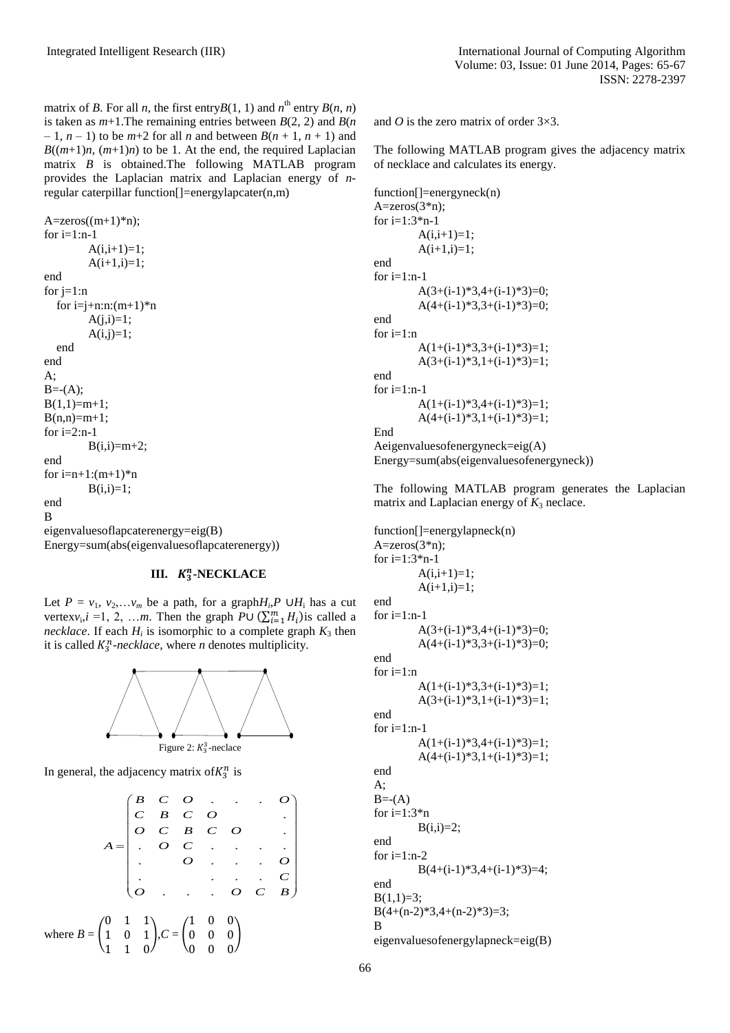matrix of $B$. For all $n$, the first entry $B(1, 1)$ and $n^{\text{th}}$ entry $B(n, n)$ is taken as $m$+1.The remaining entries between $B(2, 2)$ and $B(n-1, n-1)$ to be $m$+2 for all $n$ and between $B(n+1, n+1)$ and $B((m+1)n, (m+1)n)$ to be 1. At the end, the required Laplacian matrix $B$ is obtained.The following MATLAB program provides the Laplacian matrix and Laplacian energy of $n$-regular caterpillar function[]=energylapcater(n,m)

```
A=zeros((m+1)*n);
for i=1:n-1
        A(i,i+1)=1;
        A(i+1,i)=1;
end
for j=1:n
   for i=j+n:n:(m+1)*n
        A(j,i)=1;
        A(i,j)=1;
   end
end
A;
B=-(A);
B(1,1)=m+1;
B(n,n)=m+1;
for i=2:n-1
        B(i,i)=m+2;
end
for i=n+1:(m+1)*n
        B(i,i)=1;
end
B
eigenvaluesoflapcaterenergy=eig(B)
Energy=sum(abs(eigenvaluesoflapcaterenergy))
```

## III. $K_3^n$-NECKLACE

Let $P = v_1, v_2,\ldots v_m$ be a path, for a graph $H_i$, $P \cup H_i$ has a cut vertex $v_i$, $i$ =1, 2, …$m$. Then the graph $P \cup (\sum_{i=1}^{m} H_i)$ is called a *necklace*. If each $H_i$ is isomorphic to a complete graph $K_3$ then it is called $K_3^n$*-necklace*, where $n$ denotes multiplicity.

Figure 2: $K_3^3$-neclace

In general, the adjacency matrix of $K_3^n$ is

$$A = \begin{pmatrix} B & C & O & . & . & . & O \\ C & B & C & O & & & . \\ O & C & B & C & O & & . \\ . & O & C & . & . & . & . \\ . & & O & . & . & . & O \\ . & & & . & . & . & C \\ O & . & . & . & O & C & B \end{pmatrix}$$

where $B = \begin{pmatrix} 0 & 1 & 1 \\ 1 & 0 & 1 \\ 1 & 1 & 0 \end{pmatrix}$, $C = \begin{pmatrix} 1 & 0 & 0 \\ 0 & 0 & 0 \\ 0 & 0 & 0 \end{pmatrix}$

and $O$ is the zero matrix of order 3×3.

The following MATLAB program gives the adjacency matrix of necklace and calculates its energy.

```
function[]=energyneck(n)
A=zeros(3*n);
for i=1:3*n-1
        A(i,i+1)=1;
        A(i+1,i)=1;
end
for i=1:n-1
        A(3+(i-1)*3,4+(i-1)*3)=0;
        A(4+(i-1)*3,3+(i-1)*3)=0;
end
for i=1:n
        A(1+(i-1)*3,3+(i-1)*3)=1;
        A(3+(i-1)*3,1+(i-1)*3)=1;
end
for i=1:n-1
        A(1+(i-1)*3,4+(i-1)*3)=1;
        A(4+(i-1)*3,1+(i-1)*3)=1;
End
Aeigenvaluesofenergyneck=eig(A)
Energy=sum(abs(eigenvaluesofenergyneck))
```

The following MATLAB program generates the Laplacian matrix and Laplacian energy of $K_3$ neclace.

```
function[]=energylapneck(n)
A=zeros(3*n);
for i=1:3*n-1
        A(i,i+1)=1;
        A(i+1,i)=1;
end
for i=1:n-1
        A(3+(i-1)*3,4+(i-1)*3)=0;
        A(4+(i-1)*3,3+(i-1)*3)=0;
end
for i=1:n
        A(1+(i-1)*3,3+(i-1)*3)=1;
        A(3+(i-1)*3,1+(i-1)*3)=1;
end
for i=1:n-1
        A(1+(i-1)*3,4+(i-1)*3)=1;
        A(4+(i-1)*3,1+(i-1)*3)=1;
end
A;
B=-(A)
for i=1:3*n
        B(i,i)=2;
end
for i=1:n-2
        B(4+(i-1)*3,4+(i-1)*3)=4;
end
B(1,1)=3;
B(4+(n-2)*3,4+(n-2)*3)=3;
B
eigenvaluesofenergylapneck=eig(B)
```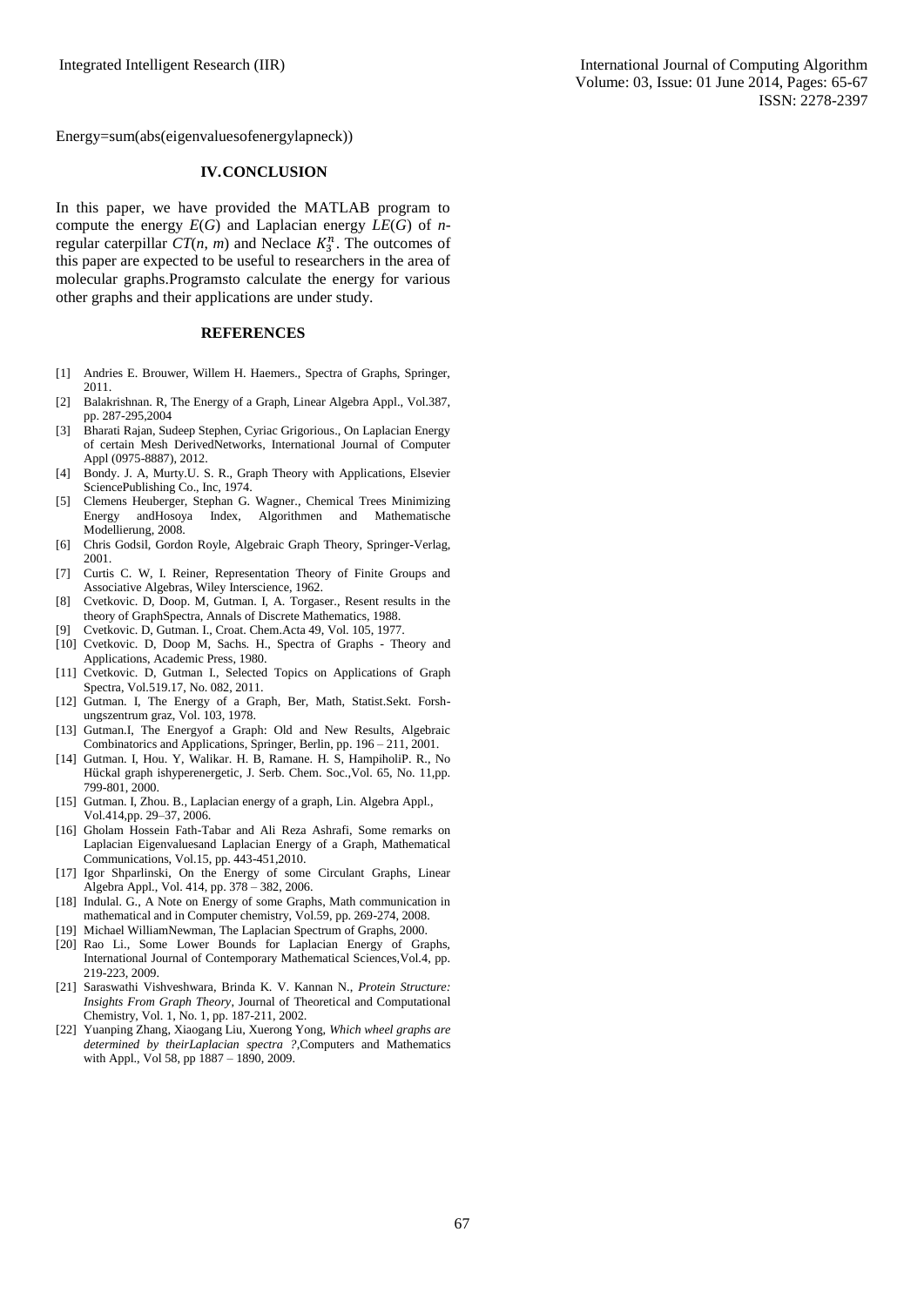```
Energy=sum(abs(eigenvaluesofenergylapneck))
```

## IV. CONCLUSION

In this paper, we have provided the MATLAB program to compute the energy $E(G)$ and Laplacian energy $LE(G)$ of $n$-regular caterpillar $CT(n, m)$ and Neclace $K_3^n$. The outcomes of this paper are expected to be useful to researchers in the area of molecular graphs.Programsto calculate the energy for various other graphs and their applications are under study.

## REFERENCES

[1] Andries E. Brouwer, Willem H. Haemers., Spectra of Graphs, Springer, 2011.

[2] Balakrishnan. R, The Energy of a Graph, Linear Algebra Appl., Vol.387, pp. 287-295,2004

[3] Bharati Rajan, Sudeep Stephen, Cyriac Grigorious., On Laplacian Energy of certain Mesh DerivedNetworks, International Journal of Computer Appl (0975-8887), 2012.

[4] Bondy. J. A, Murty.U. S. R., Graph Theory with Applications, Elsevier SciencePublishing Co., Inc, 1974.

[5] Clemens Heuberger, Stephan G. Wagner., Chemical Trees Minimizing Energy andHosoya Index, Algorithmen and Mathematische Modellierung, 2008.

[6] Chris Godsil, Gordon Royle, Algebraic Graph Theory, Springer-Verlag, 2001.

[7] Curtis C. W, I. Reiner, Representation Theory of Finite Groups and Associative Algebras, Wiley Interscience, 1962.

[8] Cvetkovic. D, Doop. M, Gutman. I, A. Torgaser., Resent results in the theory of GraphSpectra, Annals of Discrete Mathematics, 1988.

[9] Cvetkovic. D, Gutman. I., Croat. Chem.Acta 49, Vol. 105, 1977.

[10] Cvetkovic. D, Doop M, Sachs. H., Spectra of Graphs - Theory and Applications, Academic Press, 1980.

[11] Cvetkovic. D, Gutman I., Selected Topics on Applications of Graph Spectra, Vol.519.17, No. 082, 2011.

[12] Gutman. I, The Energy of a Graph, Ber, Math, Statist.Sekt. Forsh-ungszentrum graz, Vol. 103, 1978.

[13] Gutman.I, The Energyof a Graph: Old and New Results, Algebraic Combinatorics and Applications, Springer, Berlin, pp. 196 – 211, 2001.

[14] Gutman. I, Hou. Y, Walikar. H. B, Ramane. H. S, HampiholiP. R., No Hückal graph ishyperenergetic, J. Serb. Chem. Soc.,Vol. 65, No. 11,pp. 799-801, 2000.

[15] Gutman. I, Zhou. B., Laplacian energy of a graph, Lin. Algebra Appl., Vol.414,pp. 29–37, 2006.

[16] Gholam Hossein Fath-Tabar and Ali Reza Ashrafi, Some remarks on Laplacian Eigenvaluesand Laplacian Energy of a Graph, Mathematical Communications, Vol.15, pp. 443-451,2010.

[17] Igor Shparlinski, On the Energy of some Circulant Graphs, Linear Algebra Appl., Vol. 414, pp. 378 – 382, 2006.

[18] Indulal. G., A Note on Energy of some Graphs, Math communication in mathematical and in Computer chemistry, Vol.59, pp. 269-274, 2008.

[19] Michael WilliamNewman, The Laplacian Spectrum of Graphs, 2000.

[20] Rao Li., Some Lower Bounds for Laplacian Energy of Graphs, International Journal of Contemporary Mathematical Sciences,Vol.4, pp. 219-223, 2009.

[21] Saraswathi Vishveshwara, Brinda K. V. Kannan N., *Protein Structure: Insights From Graph Theory*, Journal of Theoretical and Computational Chemistry, Vol. 1, No. 1, pp. 187-211, 2002.

[22] Yuanping Zhang, Xiaogang Liu, Xuerong Yong, *Which wheel graphs are determined by theirLaplacian spectra ?*,Computers and Mathematics with Appl., Vol 58, pp 1887 – 1890, 2009.